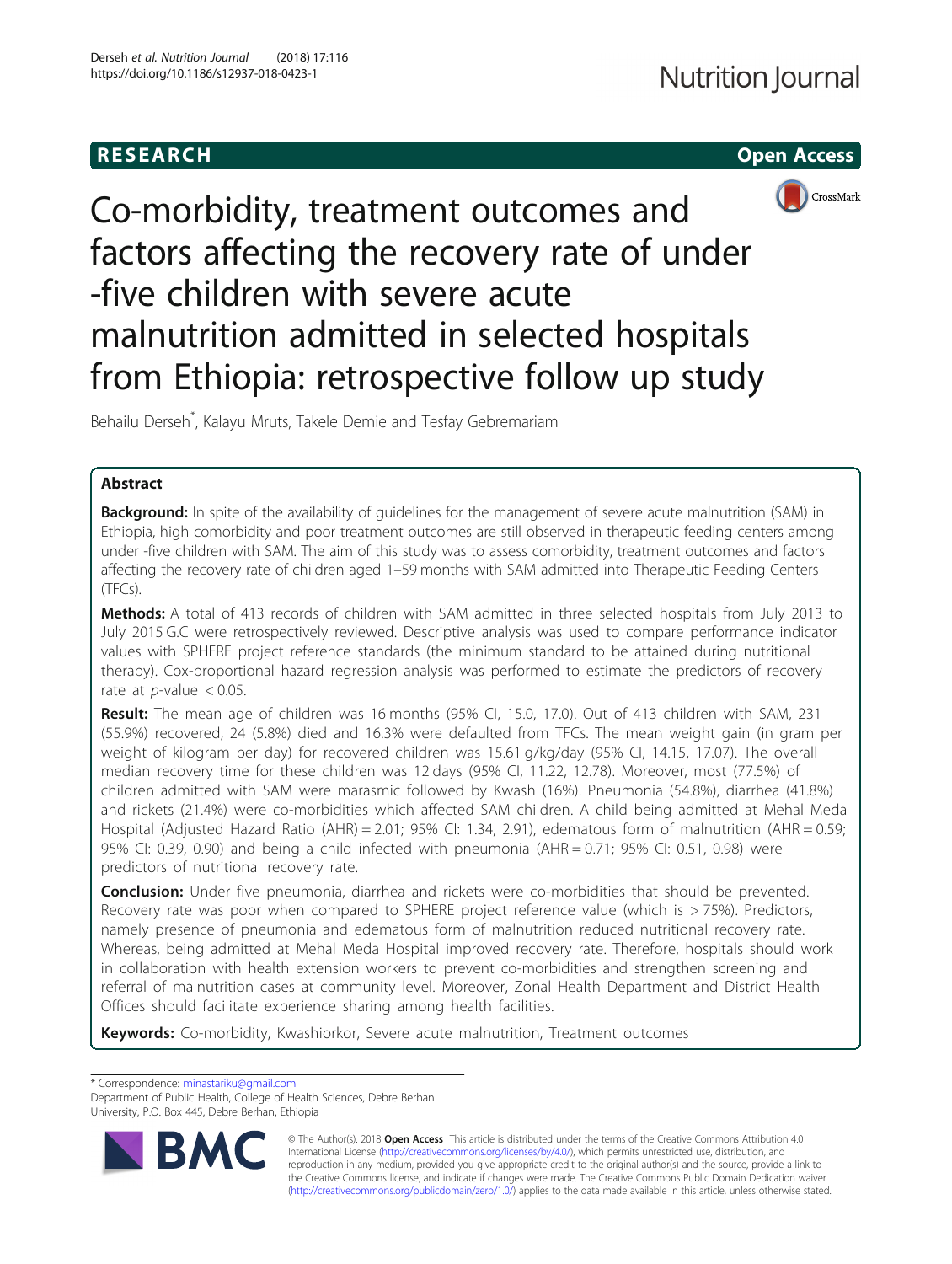RESEARCH Open Access

# Co-morbidity, treatment outcomes and factors affecting the recovery rate of under -five children with severe acute malnutrition admitted in selected hospitals from Ethiopia: retrospective follow up study

Behailu Derseh*, Kalayu Mruts, Takele Demie and Tesfay Gebremariam

## Abstract

**Background:** In spite of the availability of guidelines for the management of severe acute malnutrition (SAM) in Ethiopia, high comorbidity and poor treatment outcomes are still observed in therapeutic feeding centers among under -five children with SAM. The aim of this study was to assess comorbidity, treatment outcomes and factors affecting the recovery rate of children aged 1–59 months with SAM admitted into Therapeutic Feeding Centers (TFCs).

**Methods:** A total of 413 records of children with SAM admitted in three selected hospitals from July 2013 to July 2015 G.C were retrospectively reviewed. Descriptive analysis was used to compare performance indicator values with SPHERE project reference standards (the minimum standard to be attained during nutritional therapy). Cox-proportional hazard regression analysis was performed to estimate the predictors of recovery rate at $p$-value $< 0.05$.

**Result:** The mean age of children was 16 months (95% CI, 15.0, 17.0). Out of 413 children with SAM, 231 (55.9%) recovered, 24 (5.8%) died and 16.3% were defaulted from TFCs. The mean weight gain (in gram per weight of kilogram per day) for recovered children was 15.61 g/kg/day (95% CI, 14.15, 17.07). The overall median recovery time for these children was 12 days (95% CI, 11.22, 12.78). Moreover, most (77.5%) of children admitted with SAM were marasmic followed by Kwash (16%). Pneumonia (54.8%), diarrhea (41.8%) and rickets (21.4%) were co-morbidities which affected SAM children. A child being admitted at Mehal Meda Hospital (Adjusted Hazard Ratio (AHR) = 2.01; 95% CI: 1.34, 2.91), edematous form of malnutrition (AHR = 0.59; 95% CI: 0.39, 0.90) and being a child infected with pneumonia (AHR = 0.71; 95% CI: 0.51, 0.98) were predictors of nutritional recovery rate.

**Conclusion:** Under five pneumonia, diarrhea and rickets were co-morbidities that should be prevented. Recovery rate was poor when compared to SPHERE project reference value (which is > 75%). Predictors, namely presence of pneumonia and edematous form of malnutrition reduced nutritional recovery rate. Whereas, being admitted at Mehal Meda Hospital improved recovery rate. Therefore, hospitals should work in collaboration with health extension workers to prevent co-morbidities and strengthen screening and referral of malnutrition cases at community level. Moreover, Zonal Health Department and District Health Offices should facilitate experience sharing among health facilities.

**Keywords:** Co-morbidity, Kwashiorkor, Severe acute malnutrition, Treatment outcomes

---

* Correspondence: minastariku@gmail.com
Department of Public Health, College of Health Sciences, Debre Berhan University, P.O. Box 445, Debre Berhan, Ethiopia

© The Author(s). 2018 **Open Access** This article is distributed under the terms of the Creative Commons Attribution 4.0 International License (http://creativecommons.org/licenses/by/4.0/), which permits unrestricted use, distribution, and reproduction in any medium, provided you give appropriate credit to the original author(s) and the source, provide a link to the Creative Commons license, and indicate if changes were made. The Creative Commons Public Domain Dedication waiver (http://creativecommons.org/publicdomain/zero/1.0/) applies to the data made available in this article, unless otherwise stated.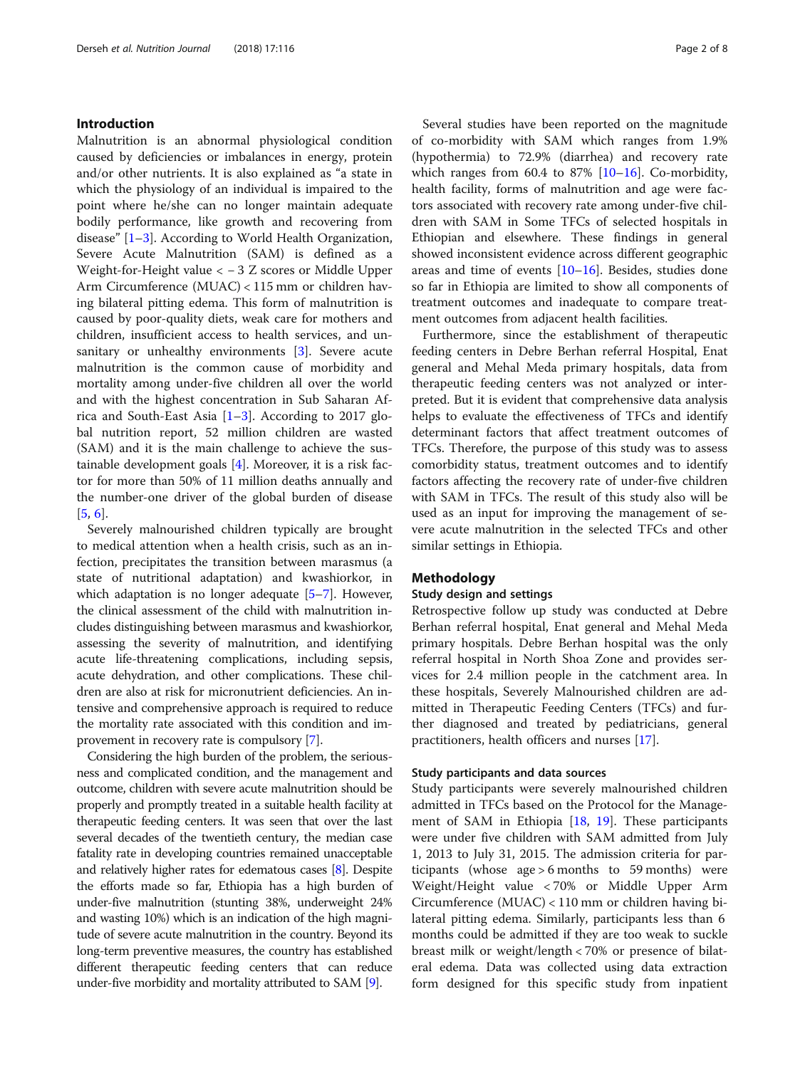## Introduction

Malnutrition is an abnormal physiological condition caused by deficiencies or imbalances in energy, protein and/or other nutrients. It is also explained as "a state in which the physiology of an individual is impaired to the point where he/she can no longer maintain adequate bodily performance, like growth and recovering from disease" [1–3]. According to World Health Organization, Severe Acute Malnutrition (SAM) is defined as a Weight-for-Height value < − 3 Z scores or Middle Upper Arm Circumference (MUAC) < 115 mm or children having bilateral pitting edema. This form of malnutrition is caused by poor-quality diets, weak care for mothers and children, insufficient access to health services, and unsanitary or unhealthy environments [3]. Severe acute malnutrition is the common cause of morbidity and mortality among under-five children all over the world and with the highest concentration in Sub Saharan Africa and South-East Asia [1–3]. According to 2017 global nutrition report, 52 million children are wasted (SAM) and it is the main challenge to achieve the sustainable development goals [4]. Moreover, it is a risk factor for more than 50% of 11 million deaths annually and the number-one driver of the global burden of disease [5, 6].

Severely malnourished children typically are brought to medical attention when a health crisis, such as an infection, precipitates the transition between marasmus (a state of nutritional adaptation) and kwashiorkor, in which adaptation is no longer adequate [5–7]. However, the clinical assessment of the child with malnutrition includes distinguishing between marasmus and kwashiorkor, assessing the severity of malnutrition, and identifying acute life-threatening complications, including sepsis, acute dehydration, and other complications. These children are also at risk for micronutrient deficiencies. An intensive and comprehensive approach is required to reduce the mortality rate associated with this condition and improvement in recovery rate is compulsory [7].

Considering the high burden of the problem, the seriousness and complicated condition, and the management and outcome, children with severe acute malnutrition should be properly and promptly treated in a suitable health facility at therapeutic feeding centers. It was seen that over the last several decades of the twentieth century, the median case fatality rate in developing countries remained unacceptable and relatively higher rates for edematous cases [8]. Despite the efforts made so far, Ethiopia has a high burden of under-five malnutrition (stunting 38%, underweight 24% and wasting 10%) which is an indication of the high magnitude of severe acute malnutrition in the country. Beyond its long-term preventive measures, the country has established different therapeutic feeding centers that can reduce under-five morbidity and mortality attributed to SAM [9].

Several studies have been reported on the magnitude of co-morbidity with SAM which ranges from 1.9% (hypothermia) to 72.9% (diarrhea) and recovery rate which ranges from 60.4 to 87% [10–16]. Co-morbidity, health facility, forms of malnutrition and age were factors associated with recovery rate among under-five children with SAM in Some TFCs of selected hospitals in Ethiopian and elsewhere. These findings in general showed inconsistent evidence across different geographic areas and time of events [10–16]. Besides, studies done so far in Ethiopia are limited to show all components of treatment outcomes and inadequate to compare treatment outcomes from adjacent health facilities.

Furthermore, since the establishment of therapeutic feeding centers in Debre Berhan referral Hospital, Enat general and Mehal Meda primary hospitals, data from therapeutic feeding centers was not analyzed or interpreted. But it is evident that comprehensive data analysis helps to evaluate the effectiveness of TFCs and identify determinant factors that affect treatment outcomes of TFCs. Therefore, the purpose of this study was to assess comorbidity status, treatment outcomes and to identify factors affecting the recovery rate of under-five children with SAM in TFCs. The result of this study also will be used as an input for improving the management of severe acute malnutrition in the selected TFCs and other similar settings in Ethiopia.

## Methodology

### Study design and settings

Retrospective follow up study was conducted at Debre Berhan referral hospital, Enat general and Mehal Meda primary hospitals. Debre Berhan hospital was the only referral hospital in North Shoa Zone and provides services for 2.4 million people in the catchment area. In these hospitals, Severely Malnourished children are admitted in Therapeutic Feeding Centers (TFCs) and further diagnosed and treated by pediatricians, general practitioners, health officers and nurses [17].

### Study participants and data sources

Study participants were severely malnourished children admitted in TFCs based on the Protocol for the Management of SAM in Ethiopia [18, 19]. These participants were under five children with SAM admitted from July 1, 2013 to July 31, 2015. The admission criteria for participants (whose age > 6 months to 59 months) were Weight/Height value < 70% or Middle Upper Arm Circumference (MUAC) < 110 mm or children having bilateral pitting edema. Similarly, participants less than 6 months could be admitted if they are too weak to suckle breast milk or weight/length < 70% or presence of bilateral edema. Data was collected using data extraction form designed for this specific study from inpatient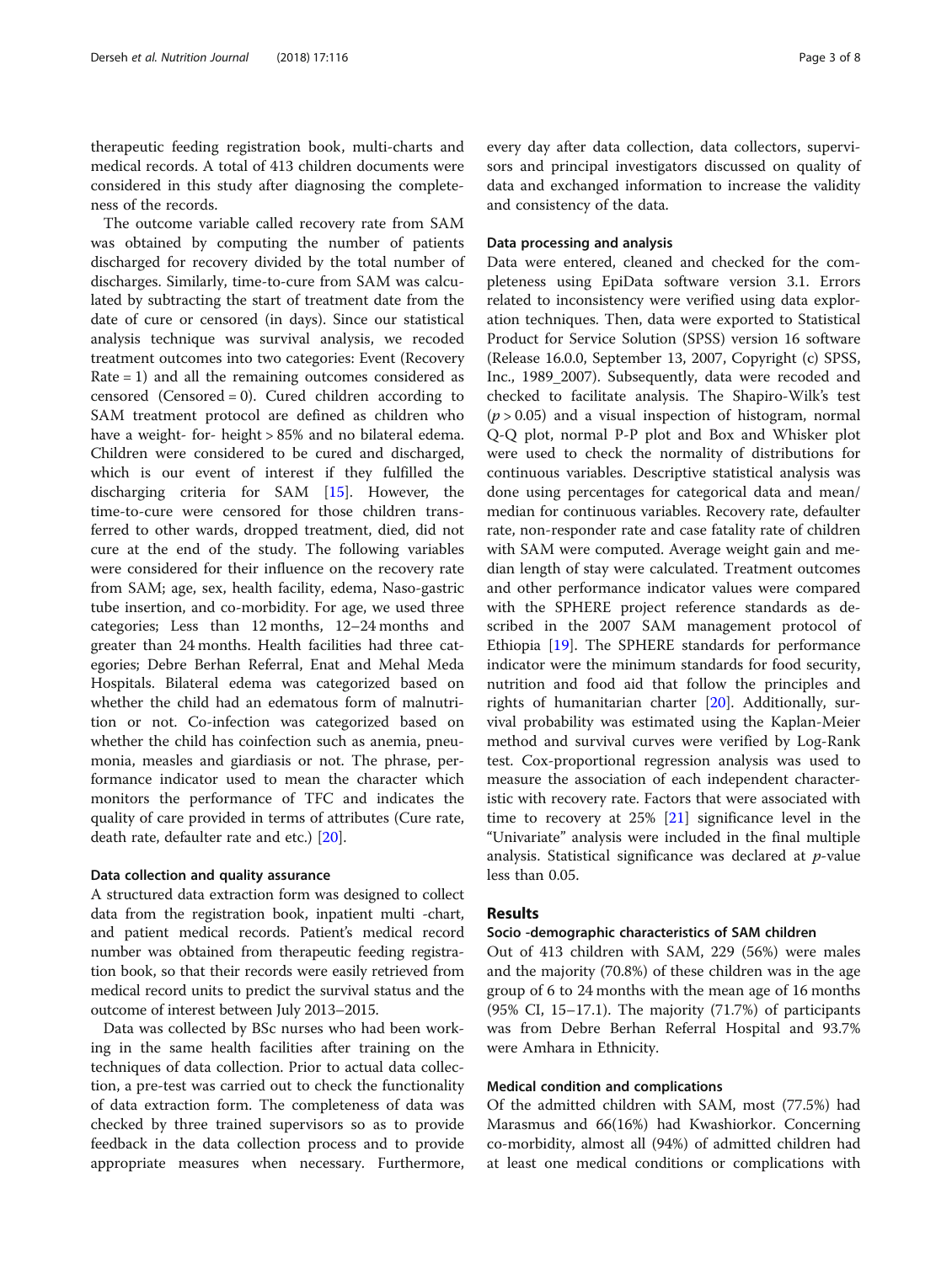therapeutic feeding registration book, multi-charts and medical records. A total of 413 children documents were considered in this study after diagnosing the completeness of the records.

The outcome variable called recovery rate from SAM was obtained by computing the number of patients discharged for recovery divided by the total number of discharges. Similarly, time-to-cure from SAM was calculated by subtracting the start of treatment date from the date of cure or censored (in days). Since our statistical analysis technique was survival analysis, we recoded treatment outcomes into two categories: Event (Recovery Rate = 1) and all the remaining outcomes considered as censored (Censored = 0). Cured children according to SAM treatment protocol are defined as children who have a weight- for- height > 85% and no bilateral edema. Children were considered to be cured and discharged, which is our event of interest if they fulfilled the discharging criteria for SAM [15]. However, the time-to-cure were censored for those children transferred to other wards, dropped treatment, died, did not cure at the end of the study. The following variables were considered for their influence on the recovery rate from SAM; age, sex, health facility, edema, Naso-gastric tube insertion, and co-morbidity. For age, we used three categories; Less than 12 months, 12–24 months and greater than 24 months. Health facilities had three categories; Debre Berhan Referral, Enat and Mehal Meda Hospitals. Bilateral edema was categorized based on whether the child had an edematous form of malnutrition or not. Co-infection was categorized based on whether the child has coinfection such as anemia, pneumonia, measles and giardiasis or not. The phrase, performance indicator used to mean the character which monitors the performance of TFC and indicates the quality of care provided in terms of attributes (Cure rate, death rate, defaulter rate and etc.) [20].

### Data collection and quality assurance

A structured data extraction form was designed to collect data from the registration book, inpatient multi -chart, and patient medical records. Patient's medical record number was obtained from therapeutic feeding registration book, so that their records were easily retrieved from medical record units to predict the survival status and the outcome of interest between July 2013–2015.

Data was collected by BSc nurses who had been working in the same health facilities after training on the techniques of data collection. Prior to actual data collection, a pre-test was carried out to check the functionality of data extraction form. The completeness of data was checked by three trained supervisors so as to provide feedback in the data collection process and to provide appropriate measures when necessary. Furthermore, every day after data collection, data collectors, supervisors and principal investigators discussed on quality of data and exchanged information to increase the validity and consistency of the data.

### Data processing and analysis

Data were entered, cleaned and checked for the completeness using EpiData software version 3.1. Errors related to inconsistency were verified using data exploration techniques. Then, data were exported to Statistical Product for Service Solution (SPSS) version 16 software (Release 16.0.0, September 13, 2007, Copyright (c) SPSS, Inc., 1989_2007). Subsequently, data were recoded and checked to facilitate analysis. The Shapiro-Wilk's test ($p > 0.05$) and a visual inspection of histogram, normal Q-Q plot, normal P-P plot and Box and Whisker plot were used to check the normality of distributions for continuous variables. Descriptive statistical analysis was done using percentages for categorical data and mean/ median for continuous variables. Recovery rate, defaulter rate, non-responder rate and case fatality rate of children with SAM were computed. Average weight gain and median length of stay were calculated. Treatment outcomes and other performance indicator values were compared with the SPHERE project reference standards as described in the 2007 SAM management protocol of Ethiopia [19]. The SPHERE standards for performance indicator were the minimum standards for food security, nutrition and food aid that follow the principles and rights of humanitarian charter [20]. Additionally, survival probability was estimated using the Kaplan-Meier method and survival curves were verified by Log-Rank test. Cox-proportional regression analysis was used to measure the association of each independent characteristic with recovery rate. Factors that were associated with time to recovery at 25% [21] significance level in the "Univariate" analysis were included in the final multiple analysis. Statistical significance was declared at $p$-value less than 0.05.

## Results

### Socio -demographic characteristics of SAM children

Out of 413 children with SAM, 229 (56%) were males and the majority (70.8%) of these children was in the age group of 6 to 24 months with the mean age of 16 months (95% CI, 15–17.1). The majority (71.7%) of participants was from Debre Berhan Referral Hospital and 93.7% were Amhara in Ethnicity.

### Medical condition and complications

Of the admitted children with SAM, most (77.5%) had Marasmus and 66(16%) had Kwashiorkor. Concerning co-morbidity, almost all (94%) of admitted children had at least one medical conditions or complications with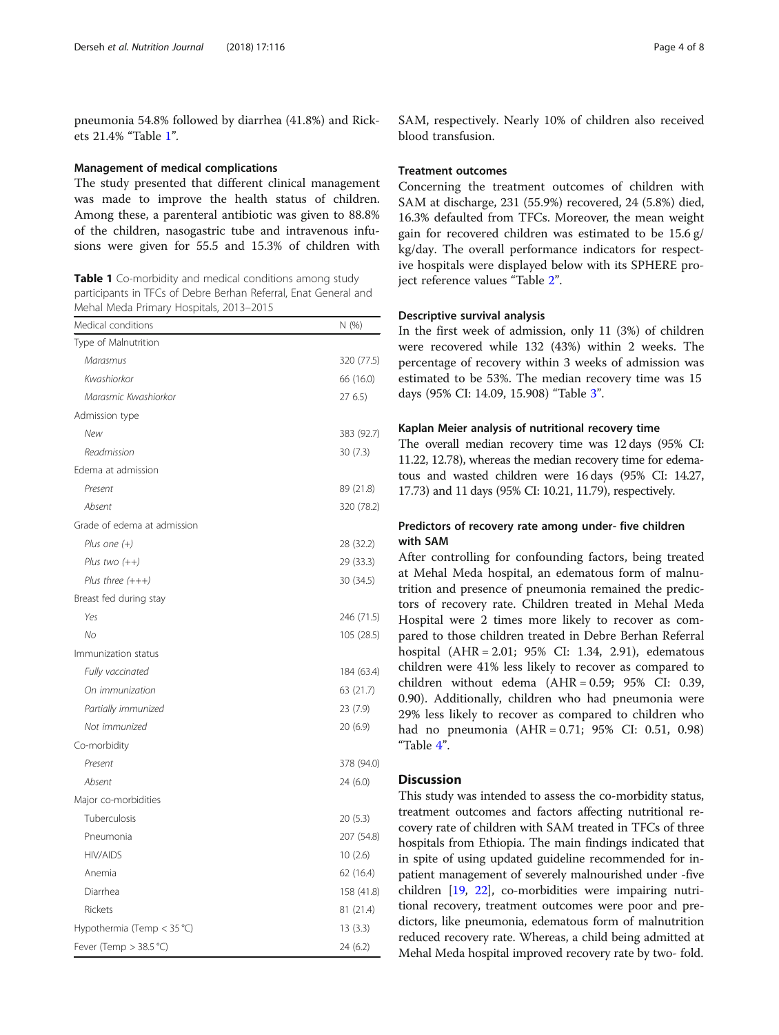pneumonia 54.8% followed by diarrhea (41.8%) and Rickets 21.4% "Table 1".

#### Management of medical complications

The study presented that different clinical management was made to improve the health status of children. Among these, a parenteral antibiotic was given to 88.8% of the children, nasogastric tube and intravenous infusions were given for 55.5 and 15.3% of children with SAM, respectively. Nearly 10% of children also received blood transfusion.

**Table 1** Co-morbidity and medical conditions among study participants in TFCs of Debre Berhan Referral, Enat General and Mehal Meda Primary Hospitals, 2013–2015

| Medical conditions | N (%) |
|---|---|
| Type of Malnutrition | |
| *Marasmus* | 320 (77.5) |
| *Kwashiorkor* | 66 (16.0) |
| *Marasmic Kwashiorkor* | 27 6.5) |
| Admission type | |
| *New* | 383 (92.7) |
| *Readmission* | 30 (7.3) |
| Edema at admission | |
| *Present* | 89 (21.8) |
| *Absent* | 320 (78.2) |
| Grade of edema at admission | |
| *Plus one (+)* | 28 (32.2) |
| *Plus two (++)* | 29 (33.3) |
| *Plus three (+++)* | 30 (34.5) |
| Breast fed during stay | |
| *Yes* | 246 (71.5) |
| *No* | 105 (28.5) |
| Immunization status | |
| *Fully vaccinated* | 184 (63.4) |
| *On immunization* | 63 (21.7) |
| *Partially immunized* | 23 (7.9) |
| *Not immunized* | 20 (6.9) |
| Co-morbidity | |
| *Present* | 378 (94.0) |
| *Absent* | 24 (6.0) |
| Major co-morbidities | |
| Tuberculosis | 20 (5.3) |
| Pneumonia | 207 (54.8) |
| HIV/AIDS | 10 (2.6) |
| Anemia | 62 (16.4) |
| Diarrhea | 158 (41.8) |
| Rickets | 81 (21.4) |
| Hypothermia (Temp < 35 °C) | 13 (3.3) |
| Fever (Temp > 38.5 °C) | 24 (6.2) |

#### Treatment outcomes

Concerning the treatment outcomes of children with SAM at discharge, 231 (55.9%) recovered, 24 (5.8%) died, 16.3% defaulted from TFCs. Moreover, the mean weight gain for recovered children was estimated to be 15.6 g/kg/day. The overall performance indicators for respective hospitals were displayed below with its SPHERE project reference values "Table 2".

#### Descriptive survival analysis

In the first week of admission, only 11 (3%) of children were recovered while 132 (43%) within 2 weeks. The percentage of recovery within 3 weeks of admission was estimated to be 53%. The median recovery time was 15 days (95% CI: 14.09, 15.908) "Table 3".

#### Kaplan Meier analysis of nutritional recovery time

The overall median recovery time was 12 days (95% CI: 11.22, 12.78), whereas the median recovery time for edematous and wasted children were 16 days (95% CI: 14.27, 17.73) and 11 days (95% CI: 10.21, 11.79), respectively.

#### Predictors of recovery rate among under- five children with SAM

After controlling for confounding factors, being treated at Mehal Meda hospital, an edematous form of malnutrition and presence of pneumonia remained the predictors of recovery rate. Children treated in Mehal Meda Hospital were 2 times more likely to recover as compared to those children treated in Debre Berhan Referral hospital (AHR = 2.01; 95% CI: 1.34, 2.91), edematous children were 41% less likely to recover as compared to children without edema (AHR = 0.59; 95% CI: 0.39, 0.90). Additionally, children who had pneumonia were 29% less likely to recover as compared to children who had no pneumonia (AHR = 0.71; 95% CI: 0.51, 0.98) "Table 4".

## Discussion

This study was intended to assess the co-morbidity status, treatment outcomes and factors affecting nutritional recovery rate of children with SAM treated in TFCs of three hospitals from Ethiopia. The main findings indicated that in spite of using updated guideline recommended for in-patient management of severely malnourished under -five children [19, 22], co-morbidities were impairing nutritional recovery, treatment outcomes were poor and predictors, like pneumonia, edematous form of malnutrition reduced recovery rate. Whereas, a child being admitted at Mehal Meda hospital improved recovery rate by two- fold.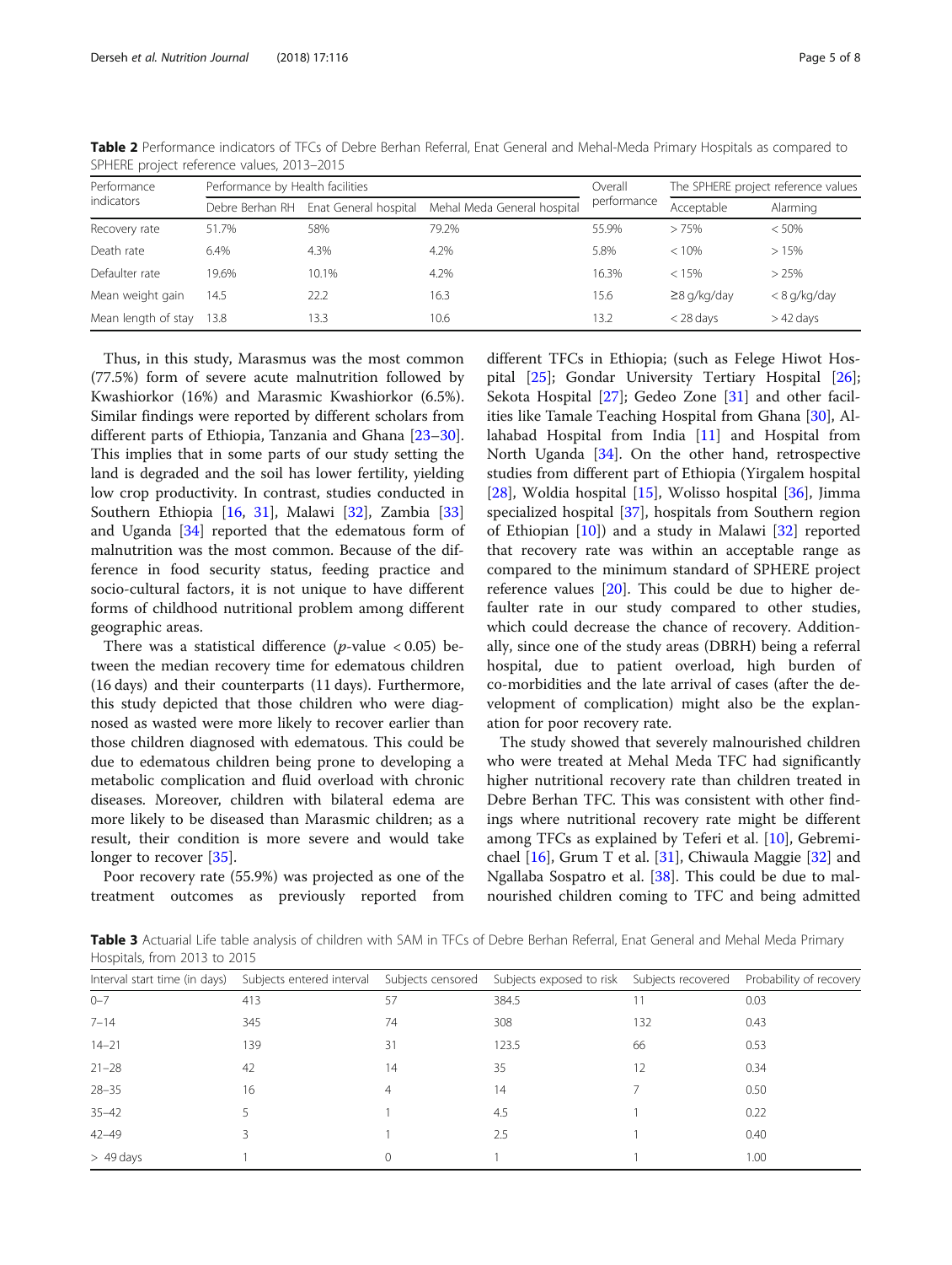**Table 2** Performance indicators of TFCs of Debre Berhan Referral, Enat General and Mehal-Meda Primary Hospitals as compared to SPHERE project reference values, 2013–2015

| Performance indicators | Performance by Health facilities | | | Overall performance | The SPHERE project reference values | |
|---|---|---|---|---|---|---|
| | Debre Berhan RH | Enat General hospital | Mehal Meda General hospital | | Acceptable | Alarming |
| Recovery rate | 51.7% | 58% | 79.2% | 55.9% | > 75% | < 50% |
| Death rate | 6.4% | 4.3% | 4.2% | 5.8% | < 10% | > 15% |
| Defaulter rate | 19.6% | 10.1% | 4.2% | 16.3% | < 15% | > 25% |
| Mean weight gain | 14.5 | 22.2 | 16.3 | 15.6 | ≥8 g/kg/day | < 8 g/kg/day |
| Mean length of stay | 13.8 | 13.3 | 10.6 | 13.2 | < 28 days | > 42 days |

Thus, in this study, Marasmus was the most common (77.5%) form of severe acute malnutrition followed by Kwashiorkor (16%) and Marasmic Kwashiorkor (6.5%). Similar findings were reported by different scholars from different parts of Ethiopia, Tanzania and Ghana [23–30]. This implies that in some parts of our study setting the land is degraded and the soil has lower fertility, yielding low crop productivity. In contrast, studies conducted in Southern Ethiopia [16, 31], Malawi [32], Zambia [33] and Uganda [34] reported that the edematous form of malnutrition was the most common. Because of the difference in food security status, feeding practice and socio-cultural factors, it is not unique to have different forms of childhood nutritional problem among different geographic areas.

There was a statistical difference ($p$-value $< 0.05$) between the median recovery time for edematous children (16 days) and their counterparts (11 days). Furthermore, this study depicted that those children who were diagnosed as wasted were more likely to recover earlier than those children diagnosed with edematous. This could be due to edematous children being prone to developing a metabolic complication and fluid overload with chronic diseases. Moreover, children with bilateral edema are more likely to be diseased than Marasmic children; as a result, their condition is more severe and would take longer to recover [35].

Poor recovery rate (55.9%) was projected as one of the treatment outcomes as previously reported from different TFCs in Ethiopia; (such as Felege Hiwot Hospital [25]; Gondar University Tertiary Hospital [26]; Sekota Hospital [27]; Gedeo Zone [31] and other facilities like Tamale Teaching Hospital from Ghana [30], Allahabad Hospital from India [11] and Hospital from North Uganda [34]. On the other hand, retrospective studies from different part of Ethiopia (Yirgalem hospital [28], Woldia hospital [15], Wolisso hospital [36], Jimma specialized hospital [37], hospitals from Southern region of Ethiopian [10]) and a study in Malawi [32] reported that recovery rate was within an acceptable range as compared to the minimum standard of SPHERE project reference values [20]. This could be due to higher defaulter rate in our study compared to other studies, which could decrease the chance of recovery. Additionally, since one of the study areas (DBRH) being a referral hospital, due to patient overload, high burden of co-morbidities and the late arrival of cases (after the development of complication) might also be the explanation for poor recovery rate.

The study showed that severely malnourished children who were treated at Mehal Meda TFC had significantly higher nutritional recovery rate than children treated in Debre Berhan TFC. This was consistent with other findings where nutritional recovery rate might be different among TFCs as explained by Teferi et al. [10], Gebremichael [16], Grum T et al. [31], Chiwaula Maggie [32] and Ngallaba Sospatro et al. [38]. This could be due to malnourished children coming to TFC and being admitted

**Table 3** Actuarial Life table analysis of children with SAM in TFCs of Debre Berhan Referral, Enat General and Mehal Meda Primary Hospitals, from 2013 to 2015

| Interval start time (in days) | Subjects entered interval | Subjects censored | Subjects exposed to risk | Subjects recovered | Probability of recovery |
|---|---|---|---|---|---|
| 0–7 | 413 | 57 | 384.5 | 11 | 0.03 |
| 7–14 | 345 | 74 | 308 | 132 | 0.43 |
| 14–21 | 139 | 31 | 123.5 | 66 | 0.53 |
| 21–28 | 42 | 14 | 35 | 12 | 0.34 |
| 28–35 | 16 | 4 | 14 | 7 | 0.50 |
| 35–42 | 5 | 1 | 4.5 | 1 | 0.22 |
| 42–49 | 3 | 1 | 2.5 | 1 | 0.40 |
| > 49 days | 1 | 0 | 1 | 1 | 1.00 |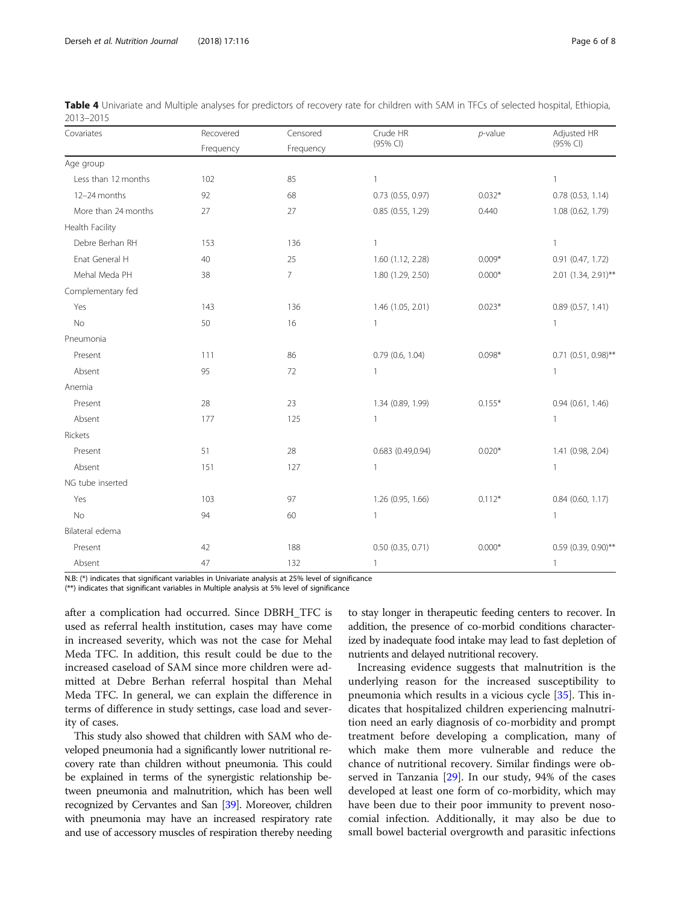**Table 4** Univariate and Multiple analyses for predictors of recovery rate for children with SAM in TFCs of selected hospital, Ethiopia, 2013–2015

| Covariates | Recovered Frequency | Censored Frequency | Crude HR (95% CI) | p-value | Adjusted HR (95% CI) |
|---|---|---|---|---|---|
| Age group | | | | | |
| Less than 12 months | 102 | 85 | 1 | | 1 |
| 12–24 months | 92 | 68 | 0.73 (0.55, 0.97) | 0.032* | 0.78 (0.53, 1.14) |
| More than 24 months | 27 | 27 | 0.85 (0.55, 1.29) | 0.440 | 1.08 (0.62, 1.79) |
| Health Facility | | | | | |
| Debre Berhan RH | 153 | 136 | 1 | | 1 |
| Enat General H | 40 | 25 | 1.60 (1.12, 2.28) | 0.009* | 0.91 (0.47, 1.72) |
| Mehal Meda PH | 38 | 7 | 1.80 (1.29, 2.50) | 0.000* | 2.01 (1.34, 2.91)** |
| Complementary fed | | | | | |
| Yes | 143 | 136 | 1.46 (1.05, 2.01) | 0.023* | 0.89 (0.57, 1.41) |
| No | 50 | 16 | 1 | | 1 |
| Pneumonia | | | | | |
| Present | 111 | 86 | 0.79 (0.6, 1.04) | 0.098* | 0.71 (0.51, 0.98)** |
| Absent | 95 | 72 | 1 | | 1 |
| Anemia | | | | | |
| Present | 28 | 23 | 1.34 (0.89, 1.99) | 0.155* | 0.94 (0.61, 1.46) |
| Absent | 177 | 125 | 1 | | 1 |
| Rickets | | | | | |
| Present | 51 | 28 | 0.683 (0.49,0.94) | 0.020* | 1.41 (0.98, 2.04) |
| Absent | 151 | 127 | 1 | | 1 |
| NG tube inserted | | | | | |
| Yes | 103 | 97 | 1.26 (0.95, 1.66) | 0.112* | 0.84 (0.60, 1.17) |
| No | 94 | 60 | 1 | | 1 |
| Bilateral edema | | | | | |
| Present | 42 | 188 | 0.50 (0.35, 0.71) | 0.000* | 0.59 (0.39, 0.90)** |
| Absent | 47 | 132 | 1 | | 1 |

N.B: (*) indicates that significant variables in Univariate analysis at 25% level of significance
(**) indicates that significant variables in Multiple analysis at 5% level of significance

after a complication had occurred. Since DBRH_TFC is used as referral health institution, cases may have come in increased severity, which was not the case for Mehal Meda TFC. In addition, this result could be due to the increased caseload of SAM since more children were admitted at Debre Berhan referral hospital than Mehal Meda TFC. In general, we can explain the difference in terms of difference in study settings, case load and severity of cases.

This study also showed that children with SAM who developed pneumonia had a significantly lower nutritional recovery rate than children without pneumonia. This could be explained in terms of the synergistic relationship between pneumonia and malnutrition, which has been well recognized by Cervantes and San [39]. Moreover, children with pneumonia may have an increased respiratory rate and use of accessory muscles of respiration thereby needing to stay longer in therapeutic feeding centers to recover. In addition, the presence of co-morbid conditions characterized by inadequate food intake may lead to fast depletion of nutrients and delayed nutritional recovery.

Increasing evidence suggests that malnutrition is the underlying reason for the increased susceptibility to pneumonia which results in a vicious cycle [35]. This indicates that hospitalized children experiencing malnutrition need an early diagnosis of co-morbidity and prompt treatment before developing a complication, many of which make them more vulnerable and reduce the chance of nutritional recovery. Similar findings were observed in Tanzania [29]. In our study, 94% of the cases developed at least one form of co-morbidity, which may have been due to their poor immunity to prevent nosocomial infection. Additionally, it may also be due to small bowel bacterial overgrowth and parasitic infections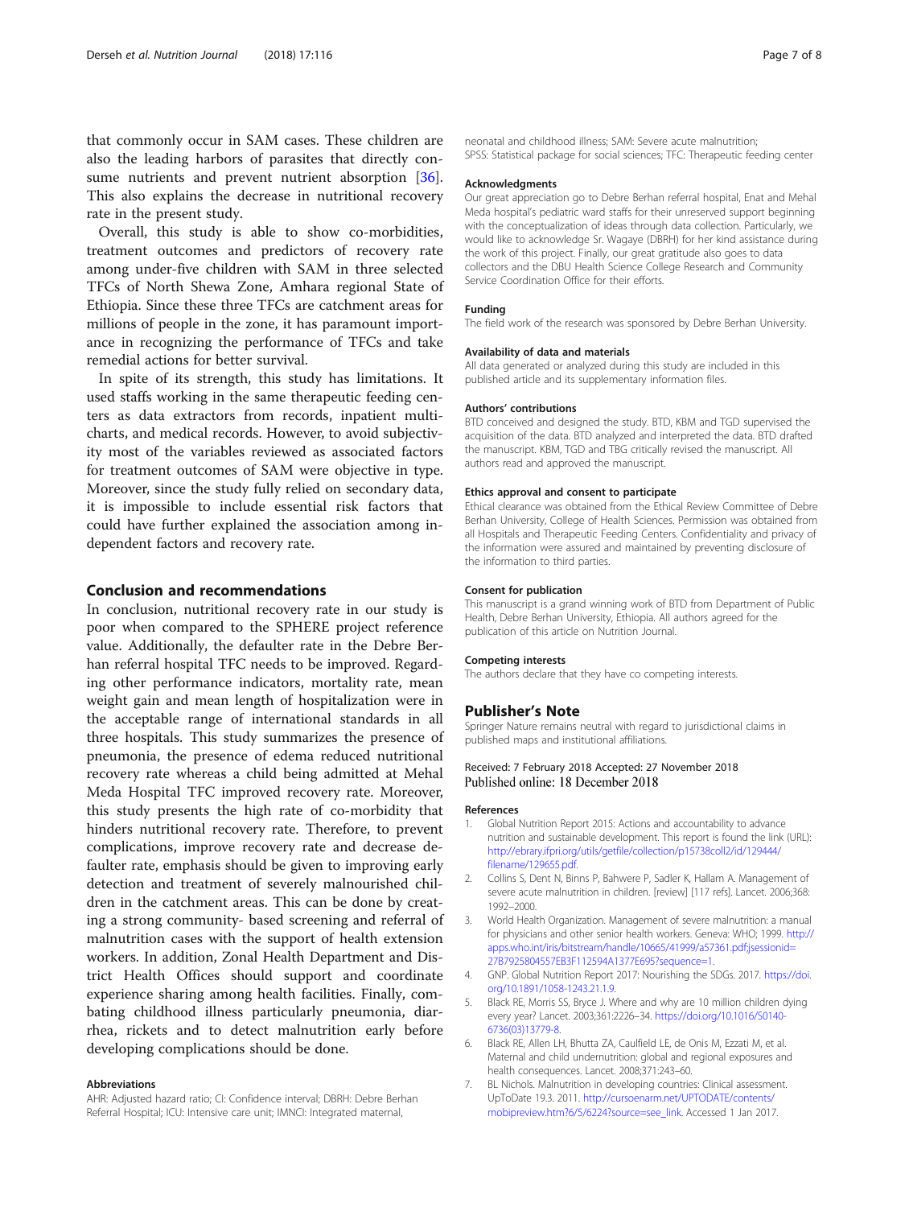that commonly occur in SAM cases. These children are also the leading harbors of parasites that directly consume nutrients and prevent nutrient absorption [36]. This also explains the decrease in nutritional recovery rate in the present study.

Overall, this study is able to show co-morbidities, treatment outcomes and predictors of recovery rate among under-five children with SAM in three selected TFCs of North Shewa Zone, Amhara regional State of Ethiopia. Since these three TFCs are catchment areas for millions of people in the zone, it has paramount importance in recognizing the performance of TFCs and take remedial actions for better survival.

In spite of its strength, this study has limitations. It used staffs working in the same therapeutic feeding centers as data extractors from records, inpatient multi-charts, and medical records. However, to avoid subjectivity most of the variables reviewed as associated factors for treatment outcomes of SAM were objective in type. Moreover, since the study fully relied on secondary data, it is impossible to include essential risk factors that could have further explained the association among independent factors and recovery rate.

## Conclusion and recommendations

In conclusion, nutritional recovery rate in our study is poor when compared to the SPHERE project reference value. Additionally, the defaulter rate in the Debre Berhan referral hospital TFC needs to be improved. Regarding other performance indicators, mortality rate, mean weight gain and mean length of hospitalization were in the acceptable range of international standards in all three hospitals. This study summarizes the presence of pneumonia, the presence of edema reduced nutritional recovery rate whereas a child being admitted at Mehal Meda Hospital TFC improved recovery rate. Moreover, this study presents the high rate of co-morbidity that hinders nutritional recovery rate. Therefore, to prevent complications, improve recovery rate and decrease defaulter rate, emphasis should be given to improving early detection and treatment of severely malnourished children in the catchment areas. This can be done by creating a strong community- based screening and referral of malnutrition cases with the support of health extension workers. In addition, Zonal Health Department and District Health Offices should support and coordinate experience sharing among health facilities. Finally, combating childhood illness particularly pneumonia, diarrhea, rickets and to detect malnutrition early before developing complications should be done.

#### Abbreviations

AHR: Adjusted hazard ratio; CI: Confidence interval; DBRH: Debre Berhan Referral Hospital; ICU: Intensive care unit; IMNCI: Integrated maternal, neonatal and childhood illness; SAM: Severe acute malnutrition; SPSS: Statistical package for social sciences; TFC: Therapeutic feeding center

#### Acknowledgments

Our great appreciation go to Debre Berhan referral hospital, Enat and Mehal Meda hospital's pediatric ward staffs for their unreserved support beginning with the conceptualization of ideas through data collection. Particularly, we would like to acknowledge Sr. Wagaye (DBRH) for her kind assistance during the work of this project. Finally, our great gratitude also goes to data collectors and the DBU Health Science College Research and Community Service Coordination Office for their efforts.

#### Funding

The field work of the research was sponsored by Debre Berhan University.

#### Availability of data and materials

All data generated or analyzed during this study are included in this published article and its supplementary information files.

#### Authors' contributions

BTD conceived and designed the study. BTD, KBM and TGD supervised the acquisition of the data. BTD analyzed and interpreted the data. BTD drafted the manuscript. KBM, TGD and TBG critically revised the manuscript. All authors read and approved the manuscript.

#### Ethics approval and consent to participate

Ethical clearance was obtained from the Ethical Review Committee of Debre Berhan University, College of Health Sciences. Permission was obtained from all Hospitals and Therapeutic Feeding Centers. Confidentiality and privacy of the information were assured and maintained by preventing disclosure of the information to third parties.

#### Consent for publication

This manuscript is a grand winning work of BTD from Department of Public Health, Debre Berhan University, Ethiopia. All authors agreed for the publication of this article on Nutrition Journal.

#### Competing interests

The authors declare that they have co competing interests.

## Publisher's Note

Springer Nature remains neutral with regard to jurisdictional claims in published maps and institutional affiliations.

Received: 7 February 2018 Accepted: 27 November 2018
Published online: 18 December 2018

#### References

1. Global Nutrition Report 2015: Actions and accountability to advance nutrition and sustainable development. This report is found the link (URL): http://ebrary.ifpri.org/utils/getfile/collection/p15738coll2/id/129444/filename/129655.pdf.
2. Collins S, Dent N, Binns P, Bahwere P, Sadler K, Hallam A. Management of severe acute malnutrition in children. [review] [117 refs]. Lancet. 2006;368:1992–2000.
3. World Health Organization. Management of severe malnutrition: a manual for physicians and other senior health workers. Geneva: WHO; 1999. http://apps.who.int/iris/bitstream/handle/10665/41999/a57361.pdf;jsessionid=27B7925804557EB3F112594A1377E695?sequence=1.
4. GNP. Global Nutrition Report 2017: Nourishing the SDGs. 2017. https://doi.org/10.1891/1058-1243.21.1.9.
5. Black RE, Morris SS, Bryce J. Where and why are 10 million children dying every year? Lancet. 2003;361:2226–34. https://doi.org/10.1016/S0140-6736(03)13779-8.
6. Black RE, Allen LH, Bhutta ZA, Caulfield LE, de Onis M, Ezzati M, et al. Maternal and child undernutrition: global and regional exposures and health consequences. Lancet. 2008;371:243–60.
7. BL Nichols. Malnutrition in developing countries: Clinical assessment. UpToDate 19.3. 2011. http://cursoenarm.net/UPTODATE/contents/mobipreview.htm?6/5/6224?source=see_link. Accessed 1 Jan 2017.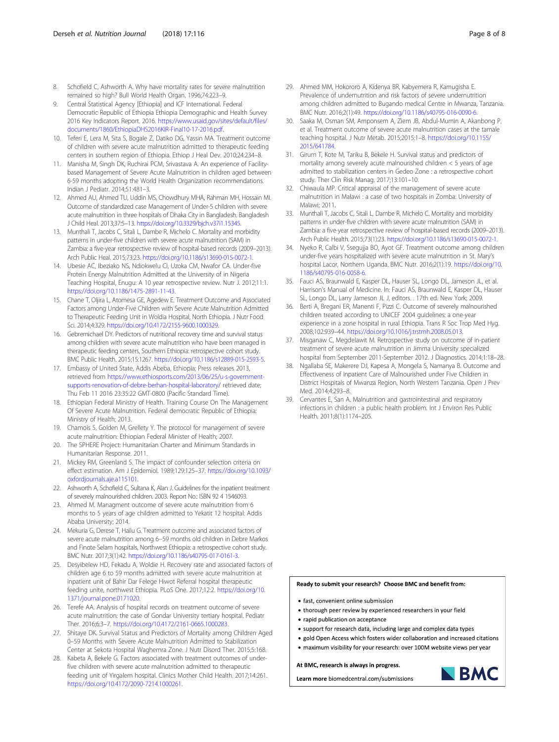8. Schofield C, Ashworth A. Why have mortality rates for severe malnutrition remained so high? Bull World Health Organ. 1996;74:223–9.
9. Central Statistical Agency [Ethiopia] and ICF International. Federal Democratic Republic of Ethiopia Ethiopia Demographic and Health Survey 2016 Key Indicators Report. 2016. https://www.usaid.gov/sites/default/files/documents/1860/EthiopiaDHS2016KIR-Final10-17-2016.pdf.
10. Teferi E, Lera M, Sita S, Bogale Z, Datiko DG, Yassin MA. Treatment outcome of children with severe acute malnutrition admitted to therapeutic feeding centers in southern region of Ethiopia. Ethiop J Heal Dev. 2010;24:234–8.
11. Manisha M, Singh DK, Ruchirai PCM, Srivastava A. An experience of Facility-based Management of Severe Acute Malnutrition in children aged between 6-59 months adopting the World Health Organization recommendations. Indian J Pediatr. 2014;51:481–3.
12. Ahmed AU, Ahmed TU, Uddin MS, Chowdhury MHA, Rahman MH, Hossain MI. Outcome of standardized case Management of Under-5 children with severe acute malnutrition in three hospitals of Dhaka City in Bangladesh. Bangladesh J Child Heal. 2013;37:5–13. https://doi.org/10.3329/bjch.v37i1.15345.
13. Munthali T, Jacobs C, Sitali L, Dambe R, Michelo C. Mortality and morbidity patterns in under-five children with severe acute malnutrition (SAM) in Zambia: a five-year retrospective review of hospital-based records (2009–2013). Arch Public Heal. 2015;73:23. https://doi.org/10.1186/s13690-015-0072-1.
14. Ubesie AC, Ibeziako NS, Ndiokwelu CI, Uzoka CM, Nwafor CA. Under-five Protein Energy Malnutrition Admitted at the University of in Nigeria Teaching Hospital, Enugu: A 10 year retrospective review. Nutr J. 2012;11:1. https://doi.org/10.1186/1475-2891-11-43.
15. Chane T, Oljira L, Atomesa GE, Agedew E. Treatment Outcome and Associated Factors among Under-Five Children with Severe Acute Malnutrition Admitted to Therapeutic Feeding Unit in Woldia Hospital, North Ethiopia. J Nutr Food Sci. 2014;4:329. https://doi.org/10.4172/2155-9600.1000329.
16. Gebremichael DY. Predictors of nutritional recovery time and survival status among children with severe acute malnutrition who have been managed in therapeutic feeding centers, Southern Ethiopia: retrospective cohort study. BMC Public Health. 2015;15:1267. https://doi.org/10.1186/s12889-015-2593-5.
17. Embassy of United State, Addis Abeba, Ethiopia; Press releases 2013, retrieved from https://www.ethiosports.com/2013/06/25/u-s-government-supports-renovation-of-debre-berhan-hospital-laboratory/ retrieved date; Thu Feb 11 2016 23:35:22 GMT-0800 (Pacific Standard Time).
18. Ethiopian Federal Ministry of Health. Training Course On The Management Of Severe Acute Malnutrition. Federal democratic Republic of Ethiopia: Ministry of Health; 2013.
19. Chamois S, Golden M, Grellety Y. The protocol for management of severe acute malnutrition: Ethiopian Federal Minister of Health; 2007.
20. The SPHERE Project: Humanitarian Charter and Minimum Standards in Humanitarian Response. 2011.
21. Mickey RM, Greenland S. The impact of confounder selection criteria on effect estimation. Am J Epidemiol. 1989;129:125–37. https://doi.org/10.1093/oxfordjournals.aje.a115101.
22. Ashworth A, Schofield C, Sultana K, Alan J. Guidelines for the inpatient treatment of severely malnourished children. 2003. Report No.: ISBN 92 4 1546093.
23. Ahmed M. Managment outcome of severe acute malnutrition from 6 months to 5 years of age children admitted to Yekatit 12 hospital: Addis Ababa University; 2014.
24. Mekuria G, Derese T, Hailu G. Treatment outcome and associated factors of severe acute malnutrition among 6–59 months old children in Debre Markos and Finote Selam hospitals, Northwest Ethiopia: a retrospective cohort study. BMC Nutr. 2017;3(1):42. https://doi.org/10.1186/s40795-017-0161-3.
25. Desyibelew HD, Fekadu A, Woldie H. Recovery rate and associated factors of children age 6 to 59 months admitted with severe acute malnutrition at inpatient unit of Bahir Dar Felege Hiwot Referral hospital therapeutic feeding unite, northwest Ethiopia. PLoS One. 2017;12:2. https://doi.org/10.1371/journal.pone.0171020.
26. Terefe AA. Analysis of hospital records on treatment outcome of severe acute malnutrition: the case of Gondar University tertiary hospital. Pediatr Ther. 2016;6:3–7. https://doi.org/10.4172/2161-0665.1000283.
27. Shitaye DK. Survival Status and Predictors of Mortality among Children Aged 0–59 Months with Severe Acute Malnutrition Admitted to Stabilization Center at Sekota Hospital Waghemra Zone. J Nutr Disord Ther. 2015;5:168.
28. Kabeta A, Bekele G. Factors associated with treatment outcomes of under-five children with severe acute malnutrition admitted to therapeutic feeding unit of Yirgalem hospital. Clinics Mother Child Health. 2017;14:261. https://doi.org/10.4172/2090-7214.1000261.
29. Ahmed MM, Hokororo A, Kidenya BR, Kabyemera R, Kamugisha E. Prevalence of undernutrition and risk factors of severe undernutrition among children admitted to Bugando medical Centre in Mwanza, Tanzania. BMC Nutr. 2016;2(1):49. https://doi.org/10.1186/s40795-016-0090-6.
30. Saaka M, Osman SM, Amponsem A, Ziem JB, Abdul-Mumin A, Akanbong P, et al. Treatment outcome of severe acute malnutrition cases at the tamale teaching hospital. J Nutr Metab. 2015;2015:1–8. https://doi.org/10.1155/2015/641784.
31. Girum T, Kote M, Tariku B, Bekele H. Survival status and predictors of mortality among severely acute malnourished children < 5 years of age admitted to stabilization centers in Gedeo Zone : a retrospective cohort study. Ther Clin Risk Manag. 2017;13:101–10.
32. Chiwaula MP. Critical appraisal of the management of severe acute malnutrition in Malawi : a case of two hospitals in Zomba: University of Malawi; 2011.
33. Munthali T, Jacobs C, Sitali L, Dambe R, Michelo C. Mortality and morbidity patterns in under-five children with severe acute malnutrition (SAM) in Zambia: a five-year retrospective review of hospital-based records (2009–2013). Arch Public Health. 2015;73(1):23. https://doi.org/10.1186/s13690-015-0072-1.
34. Nyeko R, Calbi V, Ssegujja BO, Ayot GF. Treatment outcome among children under-five years hospitalized with severe acute malnutrition in St. Mary's hospital Lacor, Northern Uganda. BMC Nutr. 2016;2(1):19. https://doi.org/10.1186/s40795-016-0058-6.
35. Fauci AS, Braunwald E, Kasper DL, Hauser SL, Longo DL, Jameson JL, et al. Harrison's Manual of Medicine. In: Fauci AS, Braunwald E, Kasper DL, Hauser SL, Longo DL, Larry Jameson JL J, editors. . 17th ed. New York; 2009.
36. Berti A, Bregani ER, Manenti F, Pizzi C. Outcome of severely malnourished children treated according to UNICEF 2004 guidelines: a one-year experience in a zone hospital in rural Ethiopia. Trans R Soc Trop Med Hyg. 2008;102:939–44. https://doi.org/10.1016/j.trstmh.2008.05.013.
37. Misganaw C, Megdelawit M. Retrospective study on outcome of in-patient treatment of severe acute malnutrition in Jimma University specialized hospital from September 2011-September 2012. J Diagnostics. 2014;1:18–28.
38. Ngallaba SE, Makerere DJ, Kapesa A, Mongela S, Namanya B. Outcome and Effectiveness of Inpatient Care of Malnourished under Five Children in District Hospitals of Mwanza Region, North Western Tanzania. Open J Prev Med. 2014;4:293–8.
39. Cervantes E, San A. Malnutrition and gastrointestinal and respiratory infections in children : a public health problem. Int J Environ Res Public Health. 2011;8(1):1174–205.

**Ready to submit your research? Choose BMC and benefit from:**

- fast, convenient online submission
- thorough peer review by experienced researchers in your field
- rapid publication on acceptance
- support for research data, including large and complex data types
- gold Open Access which fosters wider collaboration and increased citations
- maximum visibility for your research: over 100M website views per year

**At BMC, research is always in progress.**

**Learn more** biomedcentral.com/submissions

BMC